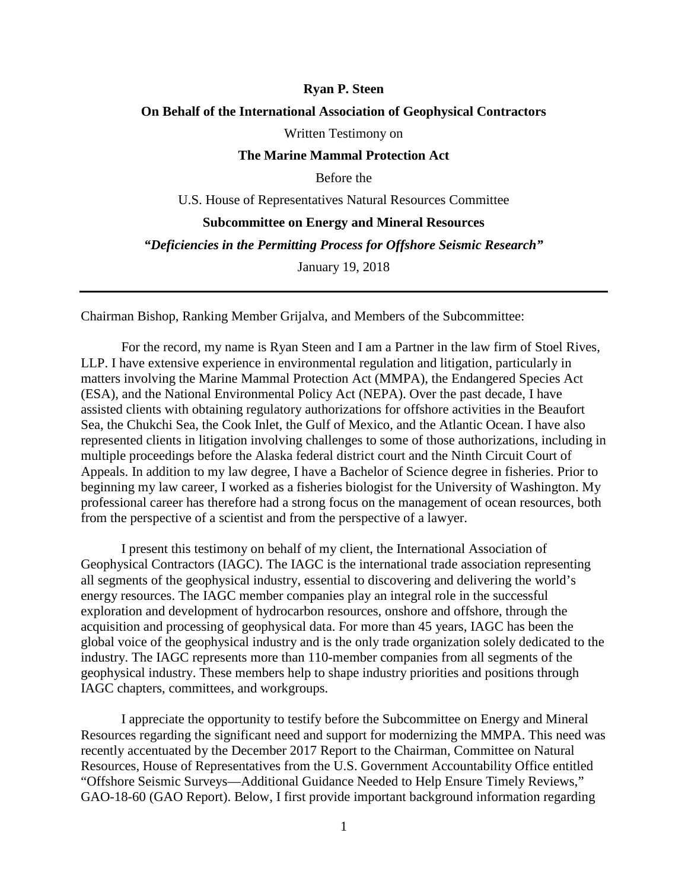**Ryan P. Steen**

**On Behalf of the International Association of Geophysical Contractors**

Written Testimony on

**The Marine Mammal Protection Act**

Before the

U.S. House of Representatives Natural Resources Committee

**Subcommittee on Energy and Mineral Resources**

***"Deficiencies in the Permitting Process for Offshore Seismic Research"***

January 19, 2018

---

Chairman Bishop, Ranking Member Grijalva, and Members of the Subcommittee:

For the record, my name is Ryan Steen and I am a Partner in the law firm of Stoel Rives, LLP. I have extensive experience in environmental regulation and litigation, particularly in matters involving the Marine Mammal Protection Act (MMPA), the Endangered Species Act (ESA), and the National Environmental Policy Act (NEPA). Over the past decade, I have assisted clients with obtaining regulatory authorizations for offshore activities in the Beaufort Sea, the Chukchi Sea, the Cook Inlet, the Gulf of Mexico, and the Atlantic Ocean. I have also represented clients in litigation involving challenges to some of those authorizations, including in multiple proceedings before the Alaska federal district court and the Ninth Circuit Court of Appeals. In addition to my law degree, I have a Bachelor of Science degree in fisheries. Prior to beginning my law career, I worked as a fisheries biologist for the University of Washington. My professional career has therefore had a strong focus on the management of ocean resources, both from the perspective of a scientist and from the perspective of a lawyer.

I present this testimony on behalf of my client, the International Association of Geophysical Contractors (IAGC). The IAGC is the international trade association representing all segments of the geophysical industry, essential to discovering and delivering the world's energy resources. The IAGC member companies play an integral role in the successful exploration and development of hydrocarbon resources, onshore and offshore, through the acquisition and processing of geophysical data. For more than 45 years, IAGC has been the global voice of the geophysical industry and is the only trade organization solely dedicated to the industry. The IAGC represents more than 110-member companies from all segments of the geophysical industry. These members help to shape industry priorities and positions through IAGC chapters, committees, and workgroups.

I appreciate the opportunity to testify before the Subcommittee on Energy and Mineral Resources regarding the significant need and support for modernizing the MMPA. This need was recently accentuated by the December 2017 Report to the Chairman, Committee on Natural Resources, House of Representatives from the U.S. Government Accountability Office entitled "Offshore Seismic Surveys—Additional Guidance Needed to Help Ensure Timely Reviews," GAO-18-60 (GAO Report). Below, I first provide important background information regarding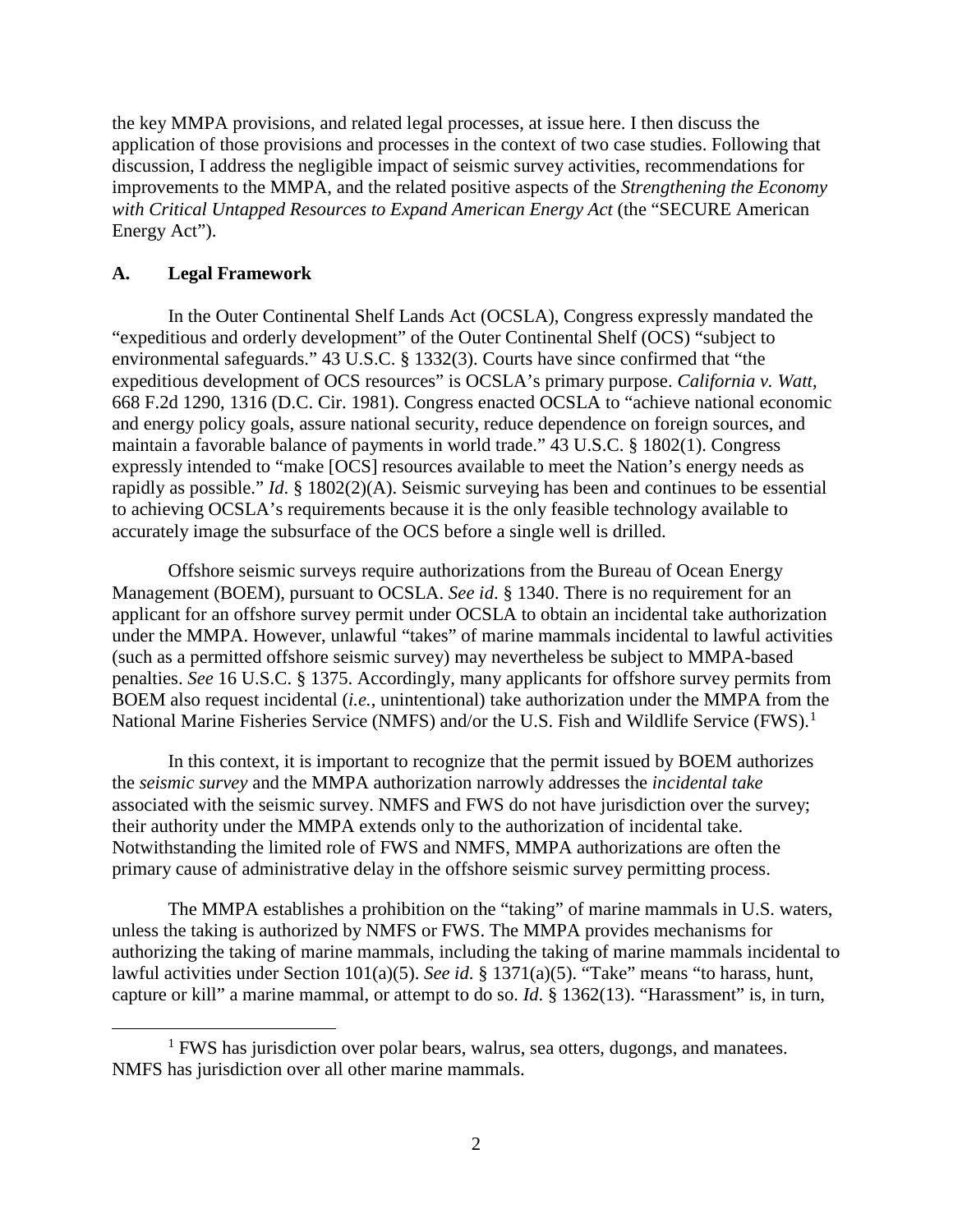the key MMPA provisions, and related legal processes, at issue here. I then discuss the application of those provisions and processes in the context of two case studies. Following that discussion, I address the negligible impact of seismic survey activities, recommendations for improvements to the MMPA, and the related positive aspects of the *Strengthening the Economy with Critical Untapped Resources to Expand American Energy Act* (the "SECURE American Energy Act").

## A. Legal Framework

In the Outer Continental Shelf Lands Act (OCSLA), Congress expressly mandated the "expeditious and orderly development" of the Outer Continental Shelf (OCS) "subject to environmental safeguards." 43 U.S.C. § 1332(3). Courts have since confirmed that "the expeditious development of OCS resources" is OCSLA's primary purpose. *California v. Watt*, 668 F.2d 1290, 1316 (D.C. Cir. 1981). Congress enacted OCSLA to "achieve national economic and energy policy goals, assure national security, reduce dependence on foreign sources, and maintain a favorable balance of payments in world trade." 43 U.S.C. § 1802(1). Congress expressly intended to "make [OCS] resources available to meet the Nation's energy needs as rapidly as possible." *Id*. § 1802(2)(A). Seismic surveying has been and continues to be essential to achieving OCSLA's requirements because it is the only feasible technology available to accurately image the subsurface of the OCS before a single well is drilled.

Offshore seismic surveys require authorizations from the Bureau of Ocean Energy Management (BOEM), pursuant to OCSLA. *See id*. § 1340. There is no requirement for an applicant for an offshore survey permit under OCSLA to obtain an incidental take authorization under the MMPA. However, unlawful "takes" of marine mammals incidental to lawful activities (such as a permitted offshore seismic survey) may nevertheless be subject to MMPA-based penalties. *See* 16 U.S.C. § 1375. Accordingly, many applicants for offshore survey permits from BOEM also request incidental (*i.e.*, unintentional) take authorization under the MMPA from the National Marine Fisheries Service (NMFS) and/or the U.S. Fish and Wildlife Service (FWS).[1]

In this context, it is important to recognize that the permit issued by BOEM authorizes the *seismic survey* and the MMPA authorization narrowly addresses the *incidental take* associated with the seismic survey. NMFS and FWS do not have jurisdiction over the survey; their authority under the MMPA extends only to the authorization of incidental take. Notwithstanding the limited role of FWS and NMFS, MMPA authorizations are often the primary cause of administrative delay in the offshore seismic survey permitting process.

The MMPA establishes a prohibition on the "taking" of marine mammals in U.S. waters, unless the taking is authorized by NMFS or FWS. The MMPA provides mechanisms for authorizing the taking of marine mammals, including the taking of marine mammals incidental to lawful activities under Section 101(a)(5). *See id*. § 1371(a)(5). "Take" means "to harass, hunt, capture or kill" a marine mammal, or attempt to do so. *Id*. § 1362(13). "Harassment" is, in turn,

[1] FWS has jurisdiction over polar bears, walrus, sea otters, dugongs, and manatees. NMFS has jurisdiction over all other marine mammals.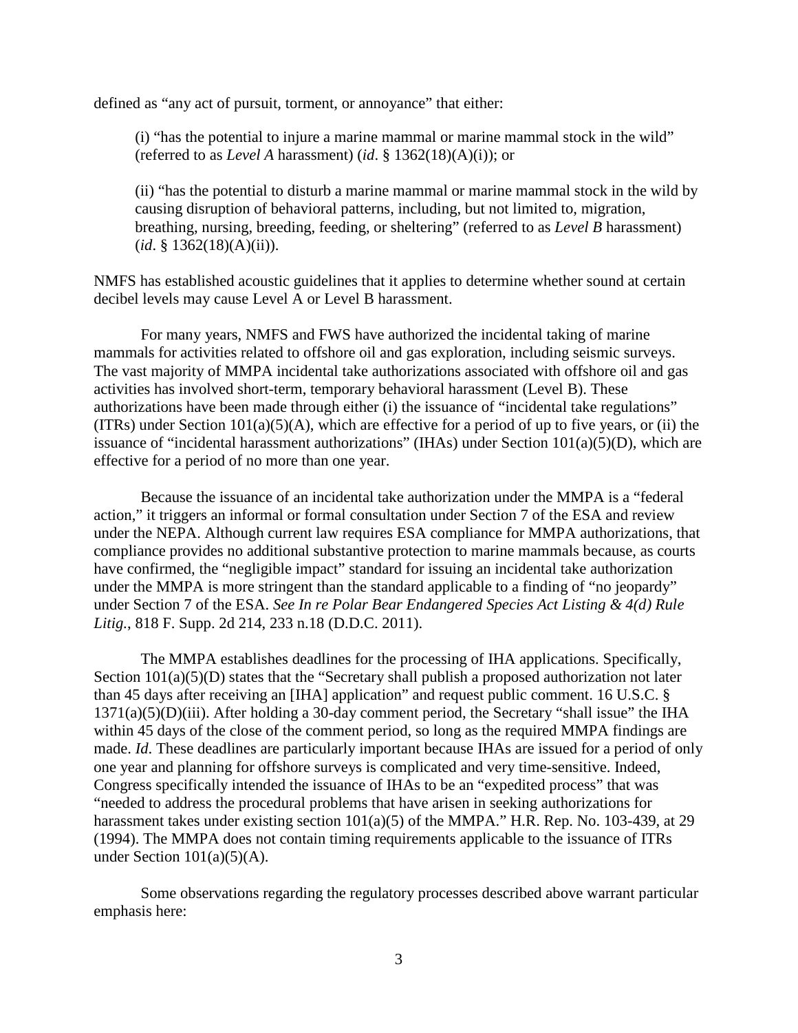defined as "any act of pursuit, torment, or annoyance" that either:

> (i) "has the potential to injure a marine mammal or marine mammal stock in the wild" (referred to as *Level A* harassment) (*id*. § 1362(18)(A)(i)); or
>
> (ii) "has the potential to disturb a marine mammal or marine mammal stock in the wild by causing disruption of behavioral patterns, including, but not limited to, migration, breathing, nursing, breeding, feeding, or sheltering" (referred to as *Level B* harassment) (*id*. § 1362(18)(A)(ii)).

NMFS has established acoustic guidelines that it applies to determine whether sound at certain decibel levels may cause Level A or Level B harassment.

For many years, NMFS and FWS have authorized the incidental taking of marine mammals for activities related to offshore oil and gas exploration, including seismic surveys. The vast majority of MMPA incidental take authorizations associated with offshore oil and gas activities has involved short-term, temporary behavioral harassment (Level B). These authorizations have been made through either (i) the issuance of "incidental take regulations" (ITRs) under Section 101(a)(5)(A), which are effective for a period of up to five years, or (ii) the issuance of "incidental harassment authorizations" (IHAs) under Section 101(a)(5)(D), which are effective for a period of no more than one year.

Because the issuance of an incidental take authorization under the MMPA is a "federal action," it triggers an informal or formal consultation under Section 7 of the ESA and review under the NEPA. Although current law requires ESA compliance for MMPA authorizations, that compliance provides no additional substantive protection to marine mammals because, as courts have confirmed, the "negligible impact" standard for issuing an incidental take authorization under the MMPA is more stringent than the standard applicable to a finding of "no jeopardy" under Section 7 of the ESA. *See In re Polar Bear Endangered Species Act Listing & 4(d) Rule Litig.*, 818 F. Supp. 2d 214, 233 n.18 (D.D.C. 2011).

The MMPA establishes deadlines for the processing of IHA applications. Specifically, Section 101(a)(5)(D) states that the "Secretary shall publish a proposed authorization not later than 45 days after receiving an [IHA] application" and request public comment. 16 U.S.C. § 1371(a)(5)(D)(iii). After holding a 30-day comment period, the Secretary "shall issue" the IHA within 45 days of the close of the comment period, so long as the required MMPA findings are made. *Id*. These deadlines are particularly important because IHAs are issued for a period of only one year and planning for offshore surveys is complicated and very time-sensitive. Indeed, Congress specifically intended the issuance of IHAs to be an "expedited process" that was "needed to address the procedural problems that have arisen in seeking authorizations for harassment takes under existing section 101(a)(5) of the MMPA." H.R. Rep. No. 103-439, at 29 (1994). The MMPA does not contain timing requirements applicable to the issuance of ITRs under Section 101(a)(5)(A).

Some observations regarding the regulatory processes described above warrant particular emphasis here: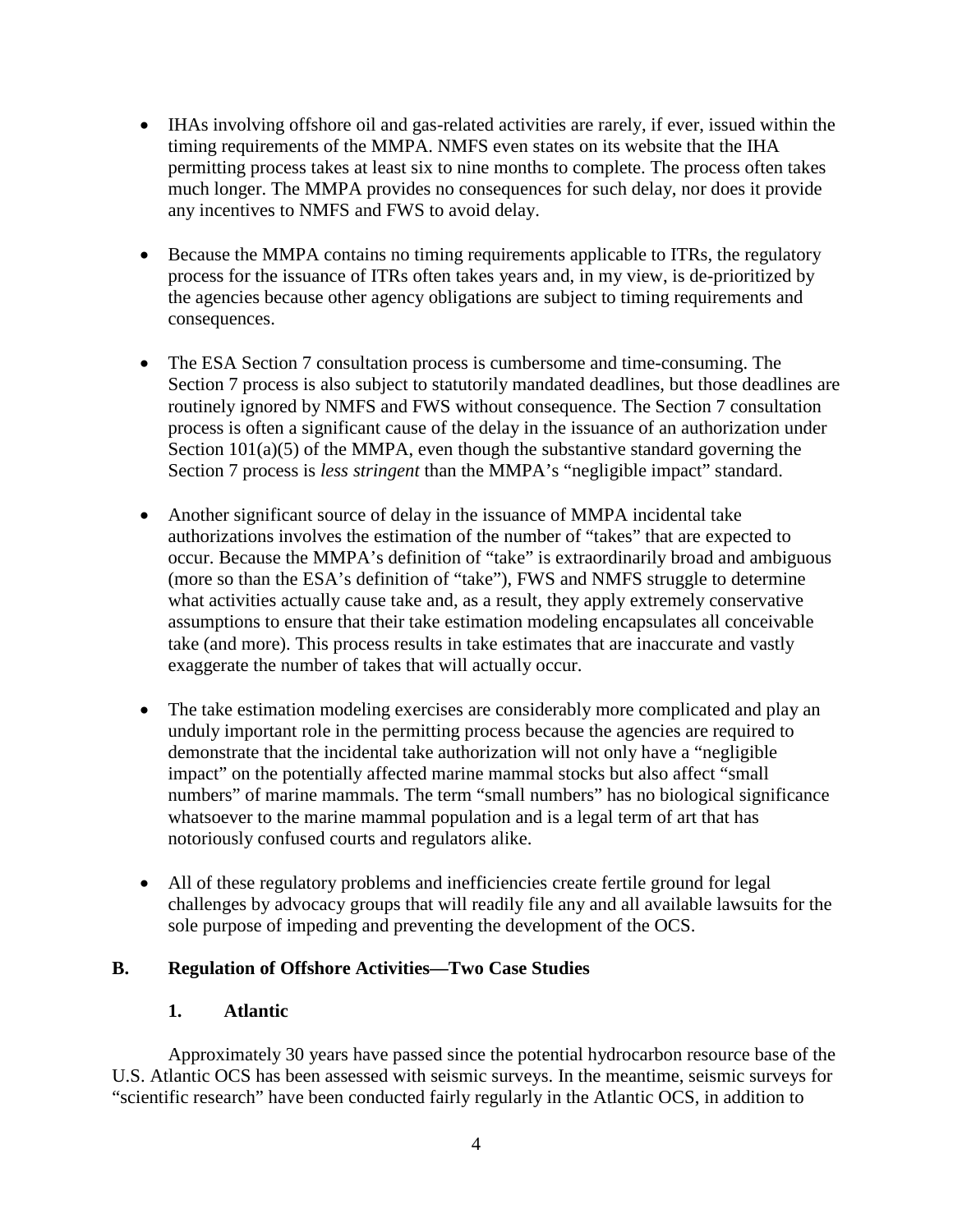- IHAs involving offshore oil and gas-related activities are rarely, if ever, issued within the timing requirements of the MMPA. NMFS even states on its website that the IHA permitting process takes at least six to nine months to complete. The process often takes much longer. The MMPA provides no consequences for such delay, nor does it provide any incentives to NMFS and FWS to avoid delay.

- Because the MMPA contains no timing requirements applicable to ITRs, the regulatory process for the issuance of ITRs often takes years and, in my view, is de-prioritized by the agencies because other agency obligations are subject to timing requirements and consequences.

- The ESA Section 7 consultation process is cumbersome and time-consuming. The Section 7 process is also subject to statutorily mandated deadlines, but those deadlines are routinely ignored by NMFS and FWS without consequence. The Section 7 consultation process is often a significant cause of the delay in the issuance of an authorization under Section 101(a)(5) of the MMPA, even though the substantive standard governing the Section 7 process is *less stringent* than the MMPA's "negligible impact" standard.

- Another significant source of delay in the issuance of MMPA incidental take authorizations involves the estimation of the number of "takes" that are expected to occur. Because the MMPA's definition of "take" is extraordinarily broad and ambiguous (more so than the ESA's definition of "take"), FWS and NMFS struggle to determine what activities actually cause take and, as a result, they apply extremely conservative assumptions to ensure that their take estimation modeling encapsulates all conceivable take (and more). This process results in take estimates that are inaccurate and vastly exaggerate the number of takes that will actually occur.

- The take estimation modeling exercises are considerably more complicated and play an unduly important role in the permitting process because the agencies are required to demonstrate that the incidental take authorization will not only have a "negligible impact" on the potentially affected marine mammal stocks but also affect "small numbers" of marine mammals. The term "small numbers" has no biological significance whatsoever to the marine mammal population and is a legal term of art that has notoriously confused courts and regulators alike.

- All of these regulatory problems and inefficiencies create fertile ground for legal challenges by advocacy groups that will readily file any and all available lawsuits for the sole purpose of impeding and preventing the development of the OCS.

## B. Regulation of Offshore Activities—Two Case Studies

### 1. Atlantic

Approximately 30 years have passed since the potential hydrocarbon resource base of the U.S. Atlantic OCS has been assessed with seismic surveys. In the meantime, seismic surveys for "scientific research" have been conducted fairly regularly in the Atlantic OCS, in addition to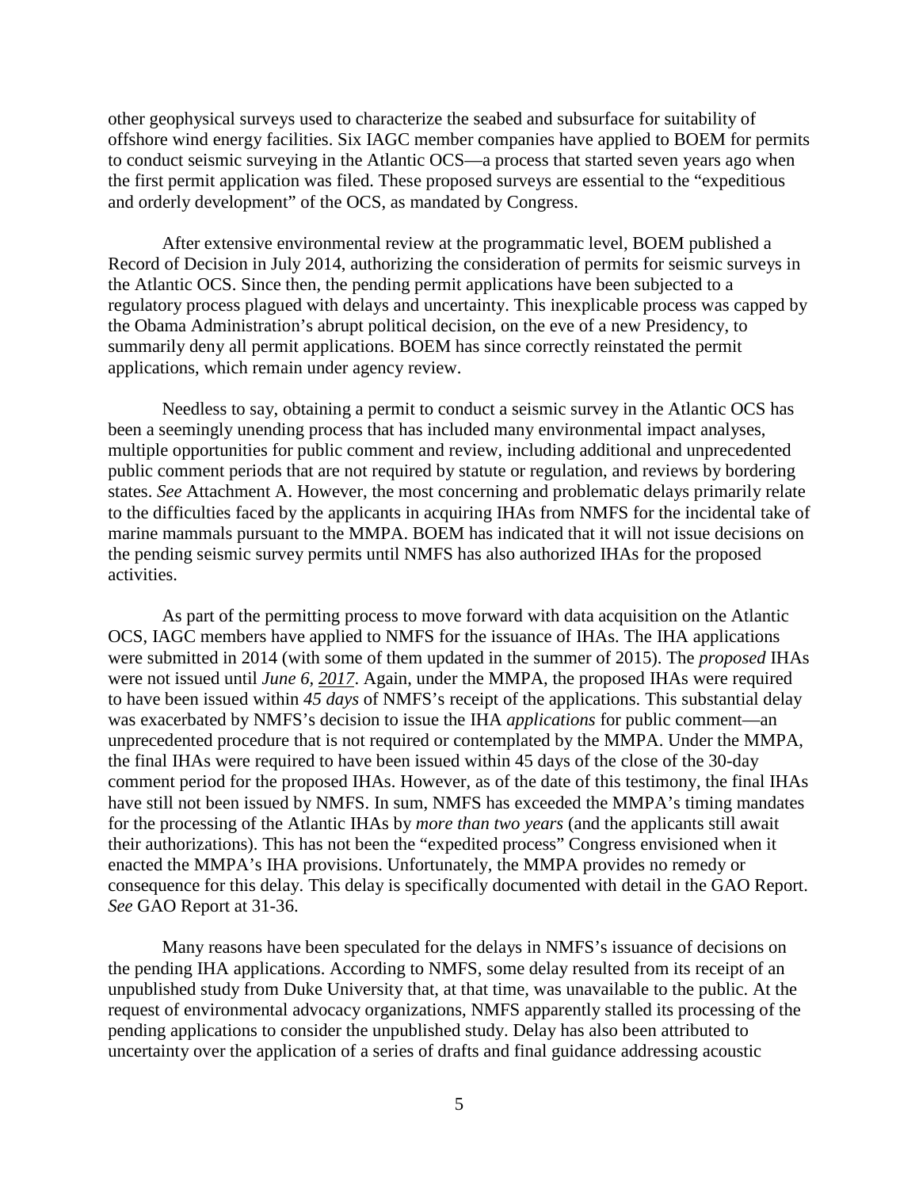other geophysical surveys used to characterize the seabed and subsurface for suitability of offshore wind energy facilities. Six IAGC member companies have applied to BOEM for permits to conduct seismic surveying in the Atlantic OCS—a process that started seven years ago when the first permit application was filed. These proposed surveys are essential to the "expeditious and orderly development" of the OCS, as mandated by Congress.

After extensive environmental review at the programmatic level, BOEM published a Record of Decision in July 2014, authorizing the consideration of permits for seismic surveys in the Atlantic OCS. Since then, the pending permit applications have been subjected to a regulatory process plagued with delays and uncertainty. This inexplicable process was capped by the Obama Administration's abrupt political decision, on the eve of a new Presidency, to summarily deny all permit applications. BOEM has since correctly reinstated the permit applications, which remain under agency review.

Needless to say, obtaining a permit to conduct a seismic survey in the Atlantic OCS has been a seemingly unending process that has included many environmental impact analyses, multiple opportunities for public comment and review, including additional and unprecedented public comment periods that are not required by statute or regulation, and reviews by bordering states. *See* Attachment A. However, the most concerning and problematic delays primarily relate to the difficulties faced by the applicants in acquiring IHAs from NMFS for the incidental take of marine mammals pursuant to the MMPA. BOEM has indicated that it will not issue decisions on the pending seismic survey permits until NMFS has also authorized IHAs for the proposed activities.

As part of the permitting process to move forward with data acquisition on the Atlantic OCS, IAGC members have applied to NMFS for the issuance of IHAs. The IHA applications were submitted in 2014 (with some of them updated in the summer of 2015). The *proposed* IHAs were not issued until *June 6, 2017*. Again, under the MMPA, the proposed IHAs were required to have been issued within *45 days* of NMFS's receipt of the applications. This substantial delay was exacerbated by NMFS's decision to issue the IHA *applications* for public comment—an unprecedented procedure that is not required or contemplated by the MMPA. Under the MMPA, the final IHAs were required to have been issued within 45 days of the close of the 30-day comment period for the proposed IHAs. However, as of the date of this testimony, the final IHAs have still not been issued by NMFS. In sum, NMFS has exceeded the MMPA's timing mandates for the processing of the Atlantic IHAs by *more than two years* (and the applicants still await their authorizations). This has not been the "expedited process" Congress envisioned when it enacted the MMPA's IHA provisions. Unfortunately, the MMPA provides no remedy or consequence for this delay. This delay is specifically documented with detail in the GAO Report. *See* GAO Report at 31-36.

Many reasons have been speculated for the delays in NMFS's issuance of decisions on the pending IHA applications. According to NMFS, some delay resulted from its receipt of an unpublished study from Duke University that, at that time, was unavailable to the public. At the request of environmental advocacy organizations, NMFS apparently stalled its processing of the pending applications to consider the unpublished study. Delay has also been attributed to uncertainty over the application of a series of drafts and final guidance addressing acoustic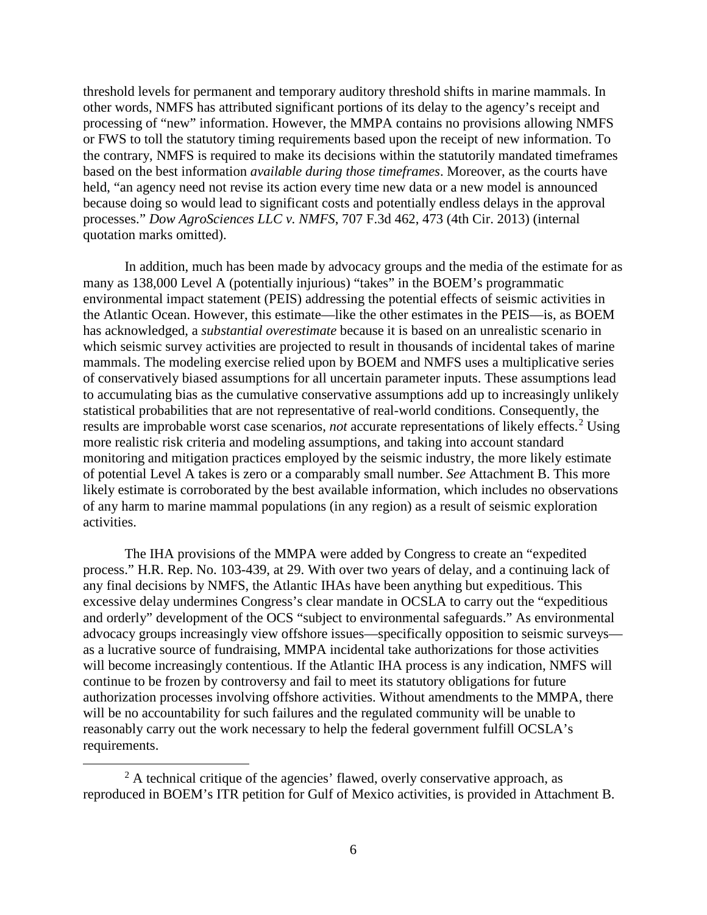threshold levels for permanent and temporary auditory threshold shifts in marine mammals. In other words, NMFS has attributed significant portions of its delay to the agency's receipt and processing of "new" information. However, the MMPA contains no provisions allowing NMFS or FWS to toll the statutory timing requirements based upon the receipt of new information. To the contrary, NMFS is required to make its decisions within the statutorily mandated timeframes based on the best information *available during those timeframes*. Moreover, as the courts have held, "an agency need not revise its action every time new data or a new model is announced because doing so would lead to significant costs and potentially endless delays in the approval processes." *Dow AgroSciences LLC v. NMFS*, 707 F.3d 462, 473 (4th Cir. 2013) (internal quotation marks omitted).

In addition, much has been made by advocacy groups and the media of the estimate for as many as 138,000 Level A (potentially injurious) "takes" in the BOEM's programmatic environmental impact statement (PEIS) addressing the potential effects of seismic activities in the Atlantic Ocean. However, this estimate—like the other estimates in the PEIS—is, as BOEM has acknowledged, a *substantial overestimate* because it is based on an unrealistic scenario in which seismic survey activities are projected to result in thousands of incidental takes of marine mammals. The modeling exercise relied upon by BOEM and NMFS uses a multiplicative series of conservatively biased assumptions for all uncertain parameter inputs. These assumptions lead to accumulating bias as the cumulative conservative assumptions add up to increasingly unlikely statistical probabilities that are not representative of real-world conditions. Consequently, the results are improbable worst case scenarios, *not* accurate representations of likely effects.[2] Using more realistic risk criteria and modeling assumptions, and taking into account standard monitoring and mitigation practices employed by the seismic industry, the more likely estimate of potential Level A takes is zero or a comparably small number. *See* Attachment B. This more likely estimate is corroborated by the best available information, which includes no observations of any harm to marine mammal populations (in any region) as a result of seismic exploration activities.

The IHA provisions of the MMPA were added by Congress to create an "expedited process." H.R. Rep. No. 103-439, at 29. With over two years of delay, and a continuing lack of any final decisions by NMFS, the Atlantic IHAs have been anything but expeditious. This excessive delay undermines Congress's clear mandate in OCSLA to carry out the "expeditious and orderly" development of the OCS "subject to environmental safeguards." As environmental advocacy groups increasingly view offshore issues—specifically opposition to seismic surveys—as a lucrative source of fundraising, MMPA incidental take authorizations for those activities will become increasingly contentious. If the Atlantic IHA process is any indication, NMFS will continue to be frozen by controversy and fail to meet its statutory obligations for future authorization processes involving offshore activities. Without amendments to the MMPA, there will be no accountability for such failures and the regulated community will be unable to reasonably carry out the work necessary to help the federal government fulfill OCSLA's requirements.

[2] A technical critique of the agencies' flawed, overly conservative approach, as reproduced in BOEM's ITR petition for Gulf of Mexico activities, is provided in Attachment B.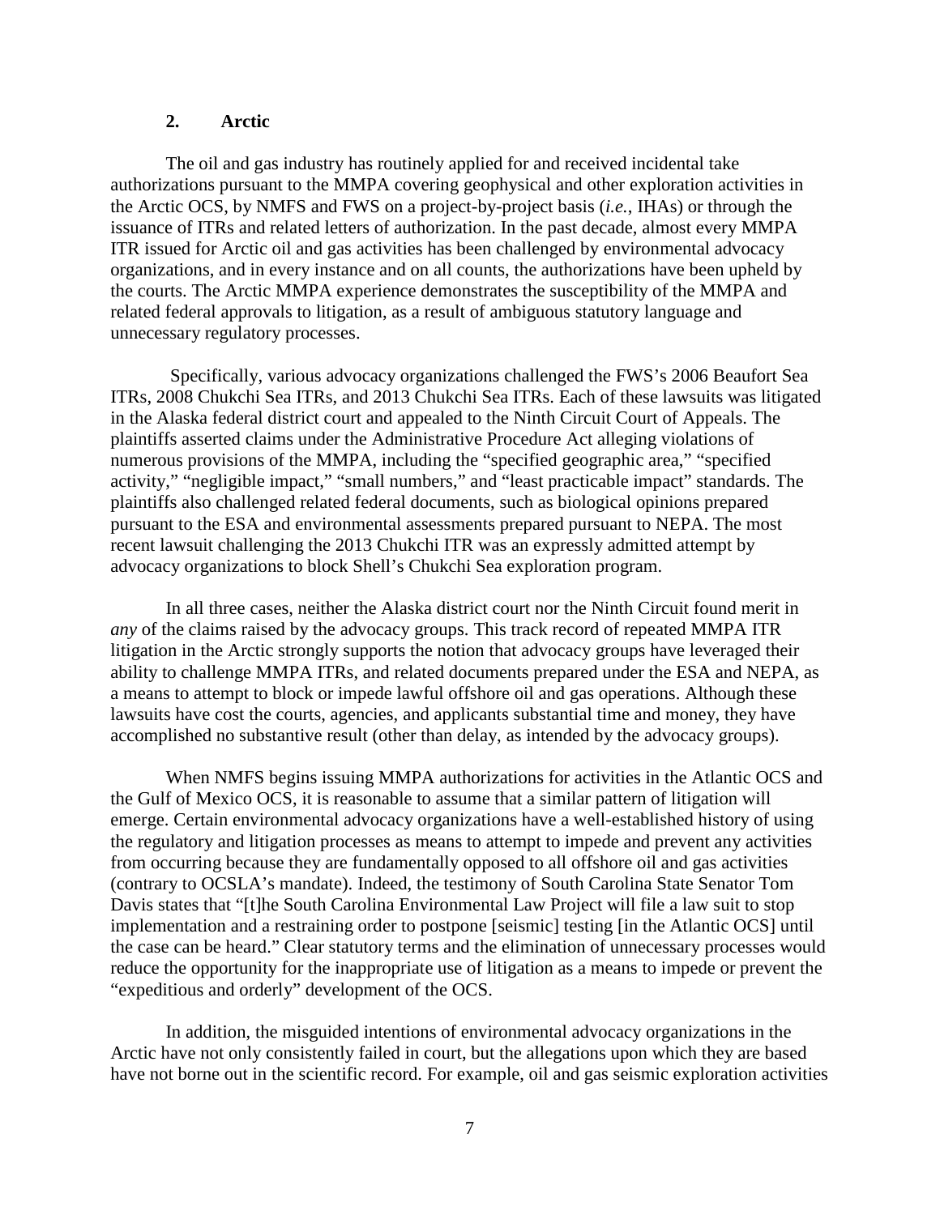### 2. Arctic

The oil and gas industry has routinely applied for and received incidental take authorizations pursuant to the MMPA covering geophysical and other exploration activities in the Arctic OCS, by NMFS and FWS on a project-by-project basis (*i.e.*, IHAs) or through the issuance of ITRs and related letters of authorization. In the past decade, almost every MMPA ITR issued for Arctic oil and gas activities has been challenged by environmental advocacy organizations, and in every instance and on all counts, the authorizations have been upheld by the courts. The Arctic MMPA experience demonstrates the susceptibility of the MMPA and related federal approvals to litigation, as a result of ambiguous statutory language and unnecessary regulatory processes.

Specifically, various advocacy organizations challenged the FWS's 2006 Beaufort Sea ITRs, 2008 Chukchi Sea ITRs, and 2013 Chukchi Sea ITRs. Each of these lawsuits was litigated in the Alaska federal district court and appealed to the Ninth Circuit Court of Appeals. The plaintiffs asserted claims under the Administrative Procedure Act alleging violations of numerous provisions of the MMPA, including the "specified geographic area," "specified activity," "negligible impact," "small numbers," and "least practicable impact" standards. The plaintiffs also challenged related federal documents, such as biological opinions prepared pursuant to the ESA and environmental assessments prepared pursuant to NEPA. The most recent lawsuit challenging the 2013 Chukchi ITR was an expressly admitted attempt by advocacy organizations to block Shell's Chukchi Sea exploration program.

In all three cases, neither the Alaska district court nor the Ninth Circuit found merit in *any* of the claims raised by the advocacy groups. This track record of repeated MMPA ITR litigation in the Arctic strongly supports the notion that advocacy groups have leveraged their ability to challenge MMPA ITRs, and related documents prepared under the ESA and NEPA, as a means to attempt to block or impede lawful offshore oil and gas operations. Although these lawsuits have cost the courts, agencies, and applicants substantial time and money, they have accomplished no substantive result (other than delay, as intended by the advocacy groups).

When NMFS begins issuing MMPA authorizations for activities in the Atlantic OCS and the Gulf of Mexico OCS, it is reasonable to assume that a similar pattern of litigation will emerge. Certain environmental advocacy organizations have a well-established history of using the regulatory and litigation processes as means to attempt to impede and prevent any activities from occurring because they are fundamentally opposed to all offshore oil and gas activities (contrary to OCSLA's mandate). Indeed, the testimony of South Carolina State Senator Tom Davis states that "[t]he South Carolina Environmental Law Project will file a law suit to stop implementation and a restraining order to postpone [seismic] testing [in the Atlantic OCS] until the case can be heard." Clear statutory terms and the elimination of unnecessary processes would reduce the opportunity for the inappropriate use of litigation as a means to impede or prevent the "expeditious and orderly" development of the OCS.

In addition, the misguided intentions of environmental advocacy organizations in the Arctic have not only consistently failed in court, but the allegations upon which they are based have not borne out in the scientific record. For example, oil and gas seismic exploration activities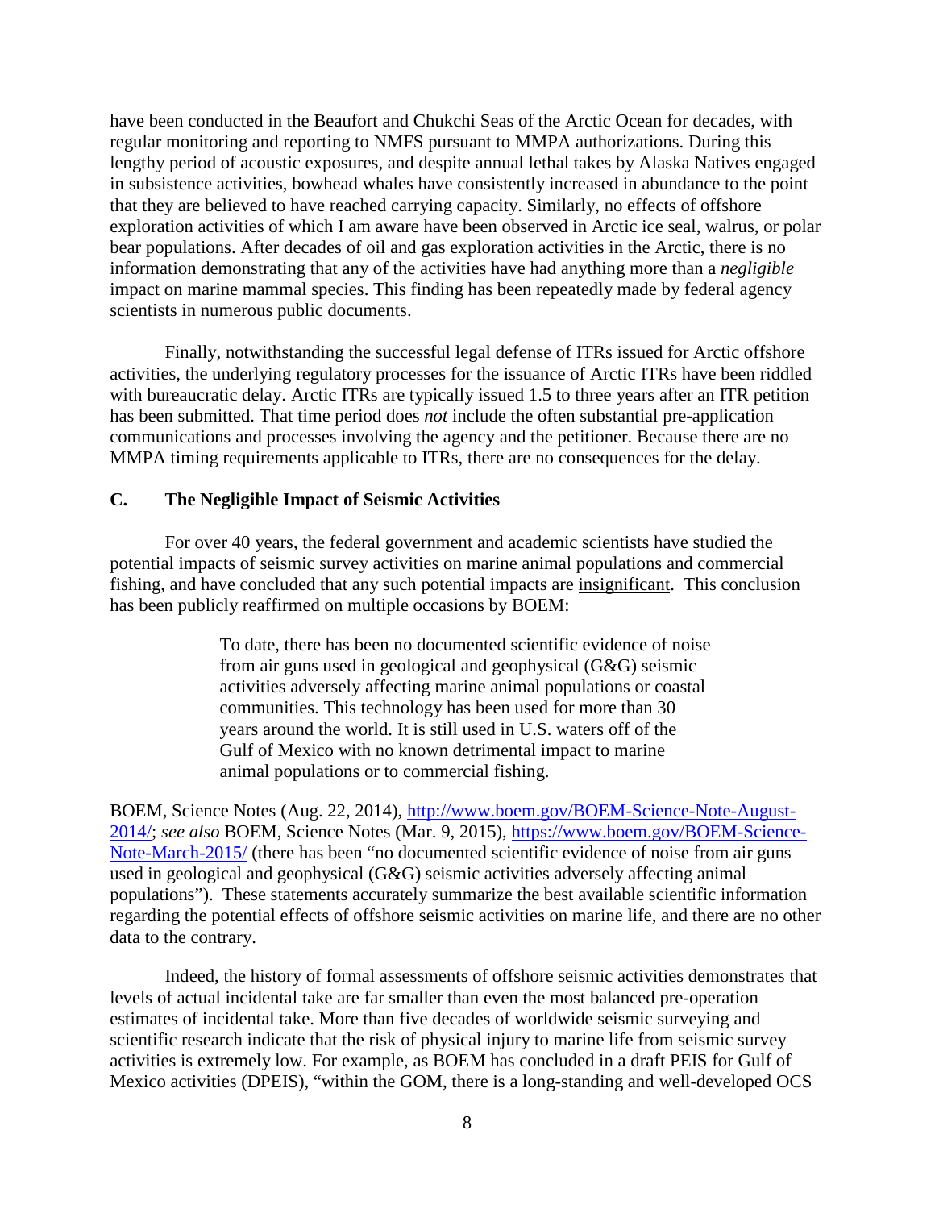have been conducted in the Beaufort and Chukchi Seas of the Arctic Ocean for decades, with regular monitoring and reporting to NMFS pursuant to MMPA authorizations. During this lengthy period of acoustic exposures, and despite annual lethal takes by Alaska Natives engaged in subsistence activities, bowhead whales have consistently increased in abundance to the point that they are believed to have reached carrying capacity. Similarly, no effects of offshore exploration activities of which I am aware have been observed in Arctic ice seal, walrus, or polar bear populations. After decades of oil and gas exploration activities in the Arctic, there is no information demonstrating that any of the activities have had anything more than a *negligible* impact on marine mammal species. This finding has been repeatedly made by federal agency scientists in numerous public documents.

Finally, notwithstanding the successful legal defense of ITRs issued for Arctic offshore activities, the underlying regulatory processes for the issuance of Arctic ITRs have been riddled with bureaucratic delay. Arctic ITRs are typically issued 1.5 to three years after an ITR petition has been submitted. That time period does *not* include the often substantial pre-application communications and processes involving the agency and the petitioner. Because there are no MMPA timing requirements applicable to ITRs, there are no consequences for the delay.

### C. The Negligible Impact of Seismic Activities

For over 40 years, the federal government and academic scientists have studied the potential impacts of seismic survey activities on marine animal populations and commercial fishing, and have concluded that any such potential impacts are <u>insignificant</u>. This conclusion has been publicly reaffirmed on multiple occasions by BOEM:

> To date, there has been no documented scientific evidence of noise from air guns used in geological and geophysical (G&G) seismic activities adversely affecting marine animal populations or coastal communities. This technology has been used for more than 30 years around the world. It is still used in U.S. waters off of the Gulf of Mexico with no known detrimental impact to marine animal populations or to commercial fishing.

BOEM, Science Notes (Aug. 22, 2014), http://www.boem.gov/BOEM-Science-Note-August-2014/; *see also* BOEM, Science Notes (Mar. 9, 2015), https://www.boem.gov/BOEM-Science-Note-March-2015/ (there has been "no documented scientific evidence of noise from air guns used in geological and geophysical (G&G) seismic activities adversely affecting animal populations"). These statements accurately summarize the best available scientific information regarding the potential effects of offshore seismic activities on marine life, and there are no other data to the contrary.

Indeed, the history of formal assessments of offshore seismic activities demonstrates that levels of actual incidental take are far smaller than even the most balanced pre-operation estimates of incidental take. More than five decades of worldwide seismic surveying and scientific research indicate that the risk of physical injury to marine life from seismic survey activities is extremely low. For example, as BOEM has concluded in a draft PEIS for Gulf of Mexico activities (DPEIS), "within the GOM, there is a long-standing and well-developed OCS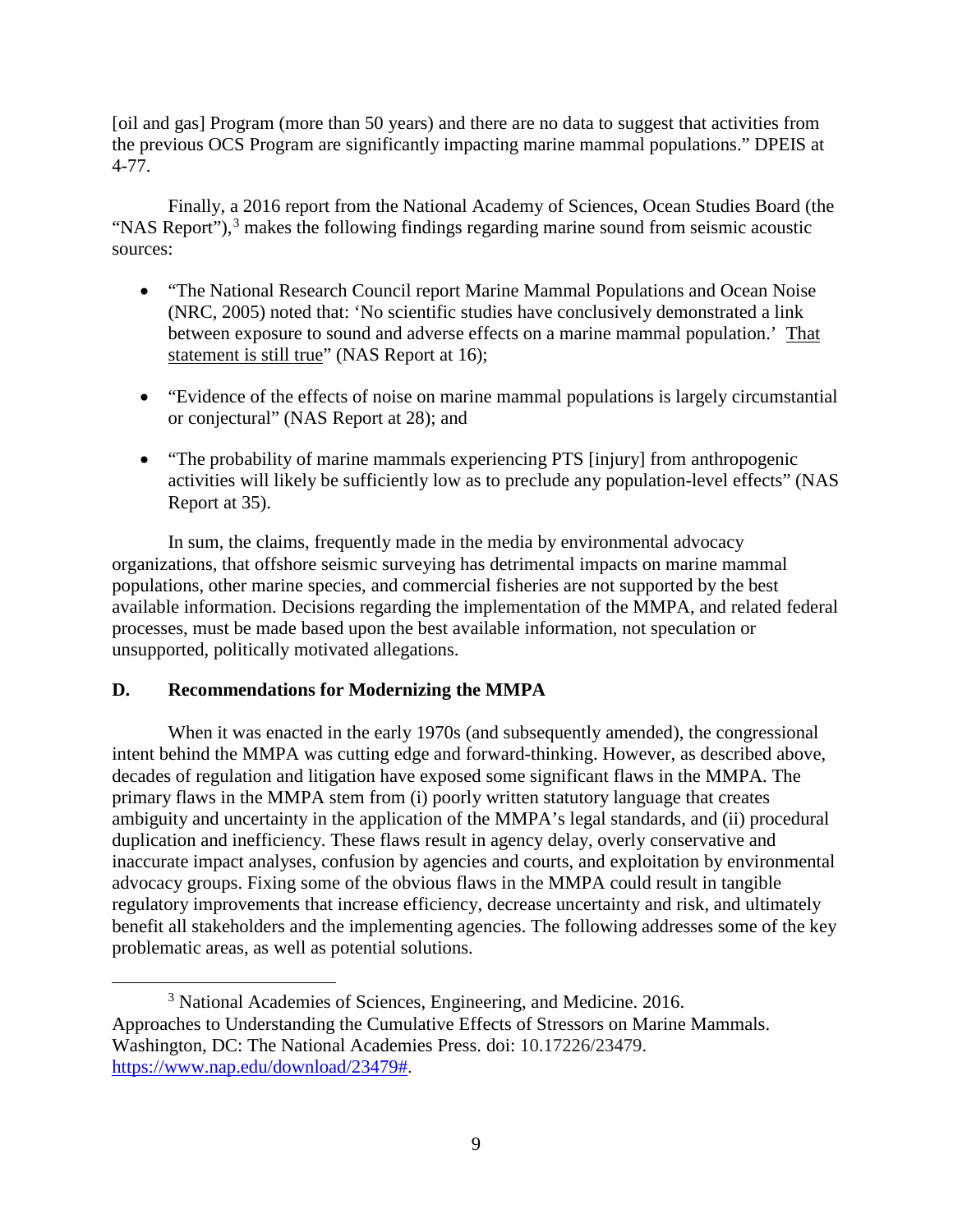[oil and gas] Program (more than 50 years) and there are no data to suggest that activities from the previous OCS Program are significantly impacting marine mammal populations." DPEIS at 4-77.

Finally, a 2016 report from the National Academy of Sciences, Ocean Studies Board (the "NAS Report"),[3] makes the following findings regarding marine sound from seismic acoustic sources:

- "The National Research Council report Marine Mammal Populations and Ocean Noise (NRC, 2005) noted that: 'No scientific studies have conclusively demonstrated a link between exposure to sound and adverse effects on a marine mammal population.' <u>That statement is still true</u>" (NAS Report at 16);
- "Evidence of the effects of noise on marine mammal populations is largely circumstantial or conjectural" (NAS Report at 28); and
- "The probability of marine mammals experiencing PTS [injury] from anthropogenic activities will likely be sufficiently low as to preclude any population-level effects" (NAS Report at 35).

In sum, the claims, frequently made in the media by environmental advocacy organizations, that offshore seismic surveying has detrimental impacts on marine mammal populations, other marine species, and commercial fisheries are not supported by the best available information. Decisions regarding the implementation of the MMPA, and related federal processes, must be made based upon the best available information, not speculation or unsupported, politically motivated allegations.

### D. Recommendations for Modernizing the MMPA

When it was enacted in the early 1970s (and subsequently amended), the congressional intent behind the MMPA was cutting edge and forward-thinking. However, as described above, decades of regulation and litigation have exposed some significant flaws in the MMPA. The primary flaws in the MMPA stem from (i) poorly written statutory language that creates ambiguity and uncertainty in the application of the MMPA's legal standards, and (ii) procedural duplication and inefficiency. These flaws result in agency delay, overly conservative and inaccurate impact analyses, confusion by agencies and courts, and exploitation by environmental advocacy groups. Fixing some of the obvious flaws in the MMPA could result in tangible regulatory improvements that increase efficiency, decrease uncertainty and risk, and ultimately benefit all stakeholders and the implementing agencies. The following addresses some of the key problematic areas, as well as potential solutions.

---

[3] National Academies of Sciences, Engineering, and Medicine. 2016. Approaches to Understanding the Cumulative Effects of Stressors on Marine Mammals. Washington, DC: The National Academies Press. doi: 10.17226/23479. https://www.nap.edu/download/23479#.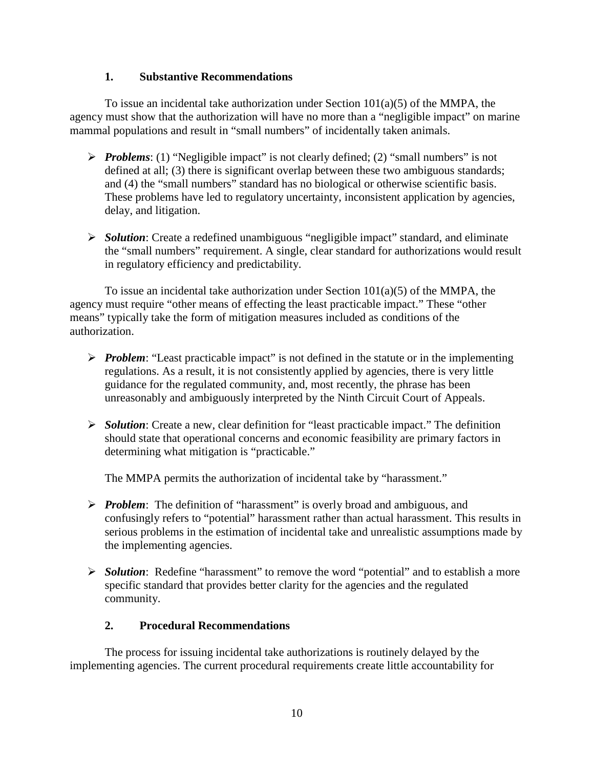### 1. Substantive Recommendations

To issue an incidental take authorization under Section 101(a)(5) of the MMPA, the agency must show that the authorization will have no more than a "negligible impact" on marine mammal populations and result in "small numbers" of incidentally taken animals.

- ***Problems***: (1) "Negligible impact" is not clearly defined; (2) "small numbers" is not defined at all; (3) there is significant overlap between these two ambiguous standards; and (4) the "small numbers" standard has no biological or otherwise scientific basis. These problems have led to regulatory uncertainty, inconsistent application by agencies, delay, and litigation.

- ***Solution***: Create a redefined unambiguous "negligible impact" standard, and eliminate the "small numbers" requirement. A single, clear standard for authorizations would result in regulatory efficiency and predictability.

To issue an incidental take authorization under Section 101(a)(5) of the MMPA, the agency must require "other means of effecting the least practicable impact." These "other means" typically take the form of mitigation measures included as conditions of the authorization.

- ***Problem***: "Least practicable impact" is not defined in the statute or in the implementing regulations. As a result, it is not consistently applied by agencies, there is very little guidance for the regulated community, and, most recently, the phrase has been unreasonably and ambiguously interpreted by the Ninth Circuit Court of Appeals.

- ***Solution***: Create a new, clear definition for "least practicable impact." The definition should state that operational concerns and economic feasibility are primary factors in determining what mitigation is "practicable."

The MMPA permits the authorization of incidental take by "harassment."

- ***Problem***: The definition of "harassment" is overly broad and ambiguous, and confusingly refers to "potential" harassment rather than actual harassment. This results in serious problems in the estimation of incidental take and unrealistic assumptions made by the implementing agencies.

- ***Solution***: Redefine "harassment" to remove the word "potential" and to establish a more specific standard that provides better clarity for the agencies and the regulated community.

### 2. Procedural Recommendations

The process for issuing incidental take authorizations is routinely delayed by the implementing agencies. The current procedural requirements create little accountability for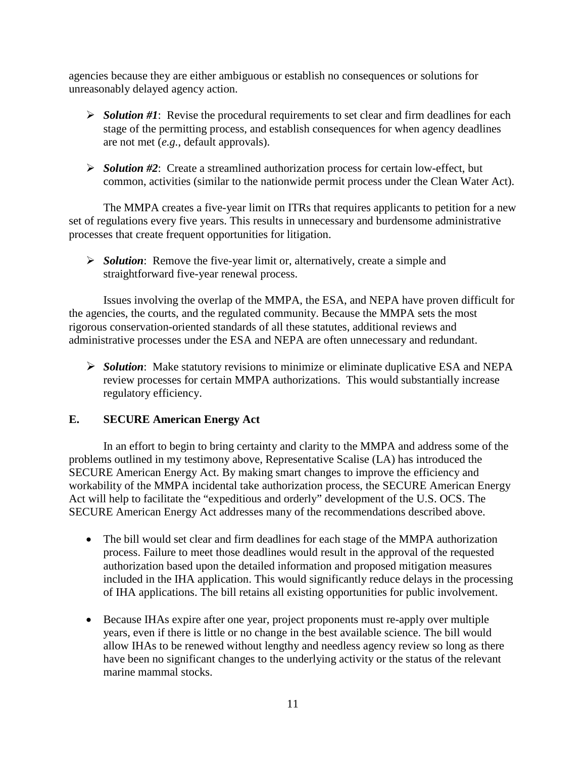agencies because they are either ambiguous or establish no consequences or solutions for unreasonably delayed agency action.

- ***Solution #1***: Revise the procedural requirements to set clear and firm deadlines for each stage of the permitting process, and establish consequences for when agency deadlines are not met (*e.g.*, default approvals).

- ***Solution #2***: Create a streamlined authorization process for certain low-effect, but common, activities (similar to the nationwide permit process under the Clean Water Act).

The MMPA creates a five-year limit on ITRs that requires applicants to petition for a new set of regulations every five years. This results in unnecessary and burdensome administrative processes that create frequent opportunities for litigation.

- ***Solution***: Remove the five-year limit or, alternatively, create a simple and straightforward five-year renewal process.

Issues involving the overlap of the MMPA, the ESA, and NEPA have proven difficult for the agencies, the courts, and the regulated community. Because the MMPA sets the most rigorous conservation-oriented standards of all these statutes, additional reviews and administrative processes under the ESA and NEPA are often unnecessary and redundant.

- ***Solution***: Make statutory revisions to minimize or eliminate duplicative ESA and NEPA review processes for certain MMPA authorizations. This would substantially increase regulatory efficiency.

## E. SECURE American Energy Act

In an effort to begin to bring certainty and clarity to the MMPA and address some of the problems outlined in my testimony above, Representative Scalise (LA) has introduced the SECURE American Energy Act. By making smart changes to improve the efficiency and workability of the MMPA incidental take authorization process, the SECURE American Energy Act will help to facilitate the "expeditious and orderly" development of the U.S. OCS. The SECURE American Energy Act addresses many of the recommendations described above.

- The bill would set clear and firm deadlines for each stage of the MMPA authorization process. Failure to meet those deadlines would result in the approval of the requested authorization based upon the detailed information and proposed mitigation measures included in the IHA application. This would significantly reduce delays in the processing of IHA applications. The bill retains all existing opportunities for public involvement.

- Because IHAs expire after one year, project proponents must re-apply over multiple years, even if there is little or no change in the best available science. The bill would allow IHAs to be renewed without lengthy and needless agency review so long as there have been no significant changes to the underlying activity or the status of the relevant marine mammal stocks.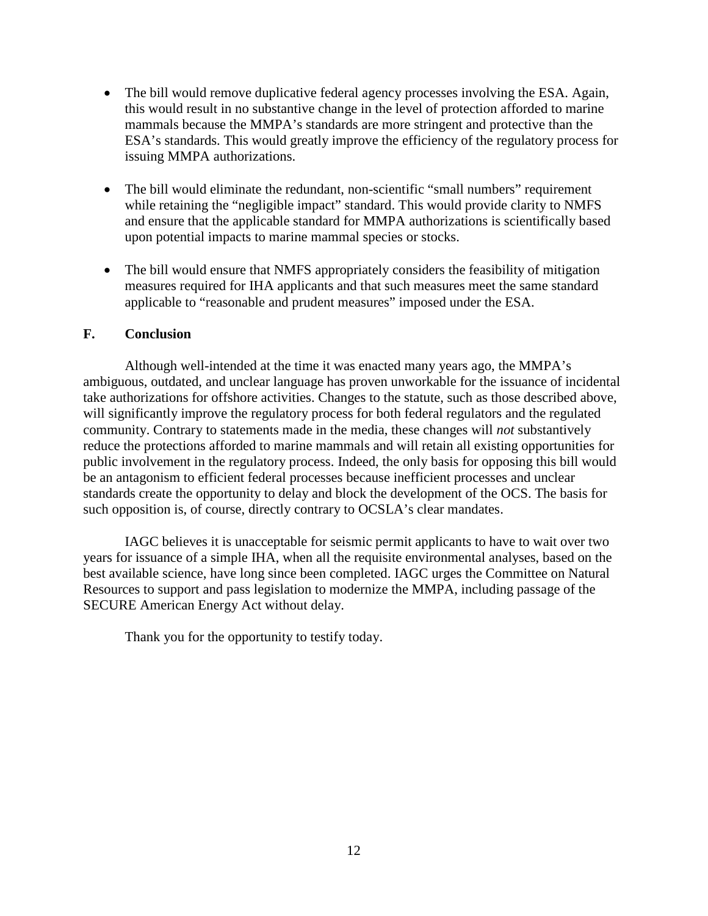- The bill would remove duplicative federal agency processes involving the ESA. Again, this would result in no substantive change in the level of protection afforded to marine mammals because the MMPA's standards are more stringent and protective than the ESA's standards. This would greatly improve the efficiency of the regulatory process for issuing MMPA authorizations.

- The bill would eliminate the redundant, non-scientific "small numbers" requirement while retaining the "negligible impact" standard. This would provide clarity to NMFS and ensure that the applicable standard for MMPA authorizations is scientifically based upon potential impacts to marine mammal species or stocks.

- The bill would ensure that NMFS appropriately considers the feasibility of mitigation measures required for IHA applicants and that such measures meet the same standard applicable to "reasonable and prudent measures" imposed under the ESA.

## F. Conclusion

Although well-intended at the time it was enacted many years ago, the MMPA's ambiguous, outdated, and unclear language has proven unworkable for the issuance of incidental take authorizations for offshore activities. Changes to the statute, such as those described above, will significantly improve the regulatory process for both federal regulators and the regulated community. Contrary to statements made in the media, these changes will *not* substantively reduce the protections afforded to marine mammals and will retain all existing opportunities for public involvement in the regulatory process. Indeed, the only basis for opposing this bill would be an antagonism to efficient federal processes because inefficient processes and unclear standards create the opportunity to delay and block the development of the OCS. The basis for such opposition is, of course, directly contrary to OCSLA's clear mandates.

IAGC believes it is unacceptable for seismic permit applicants to have to wait over two years for issuance of a simple IHA, when all the requisite environmental analyses, based on the best available science, have long since been completed. IAGC urges the Committee on Natural Resources to support and pass legislation to modernize the MMPA, including passage of the SECURE American Energy Act without delay.

Thank you for the opportunity to testify today.